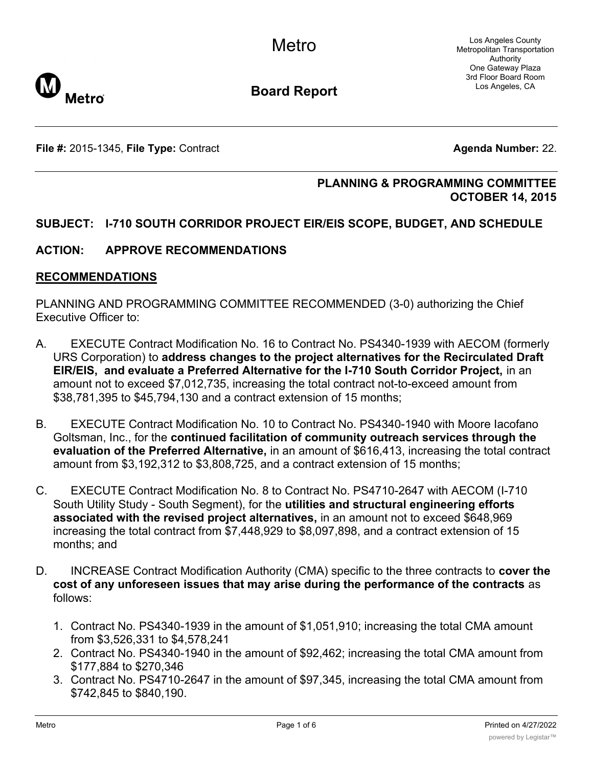# Metro

## Board Report

Los Angeles County Metropolitan Transportation Authority
One Gateway Plaza
3rd Floor Board Room
Los Angeles, CA

**File #:** 2015-1345, **File Type:** Contract **Agenda Number:** 22.

**PLANNING & PROGRAMMING COMMITTEE**
**OCTOBER 14, 2015**

**SUBJECT: I-710 SOUTH CORRIDOR PROJECT EIR/EIS SCOPE, BUDGET, AND SCHEDULE**

**ACTION: APPROVE RECOMMENDATIONS**

**RECOMMENDATIONS**

PLANNING AND PROGRAMMING COMMITTEE RECOMMENDED (3-0) authorizing the Chief Executive Officer to:

A. EXECUTE Contract Modification No. 16 to Contract No. PS4340-1939 with AECOM (formerly URS Corporation) to **address changes to the project alternatives for the Recirculated Draft EIR/EIS, and evaluate a Preferred Alternative for the I-710 South Corridor Project,** in an amount not to exceed $7,012,735, increasing the total contract not-to-exceed amount from $38,781,395 to $45,794,130 and a contract extension of 15 months;

B. EXECUTE Contract Modification No. 10 to Contract No. PS4340-1940 with Moore Iacofano Goltsman, Inc., for the **continued facilitation of community outreach services through the evaluation of the Preferred Alternative,** in an amount of $616,413, increasing the total contract amount from $3,192,312 to $3,808,725, and a contract extension of 15 months;

C. EXECUTE Contract Modification No. 8 to Contract No. PS4710-2647 with AECOM (I-710 South Utility Study - South Segment), for the **utilities and structural engineering efforts associated with the revised project alternatives,** in an amount not to exceed $648,969 increasing the total contract from $7,448,929 to $8,097,898, and a contract extension of 15 months; and

D. INCREASE Contract Modification Authority (CMA) specific to the three contracts to **cover the cost of any unforeseen issues that may arise during the performance of the contracts** as follows:

1. Contract No. PS4340-1939 in the amount of $1,051,910; increasing the total CMA amount from $3,526,331 to $4,578,241
2. Contract No. PS4340-1940 in the amount of $92,462; increasing the total CMA amount from $177,884 to $270,346
3. Contract No. PS4710-2647 in the amount of $97,345, increasing the total CMA amount from $742,845 to $840,190.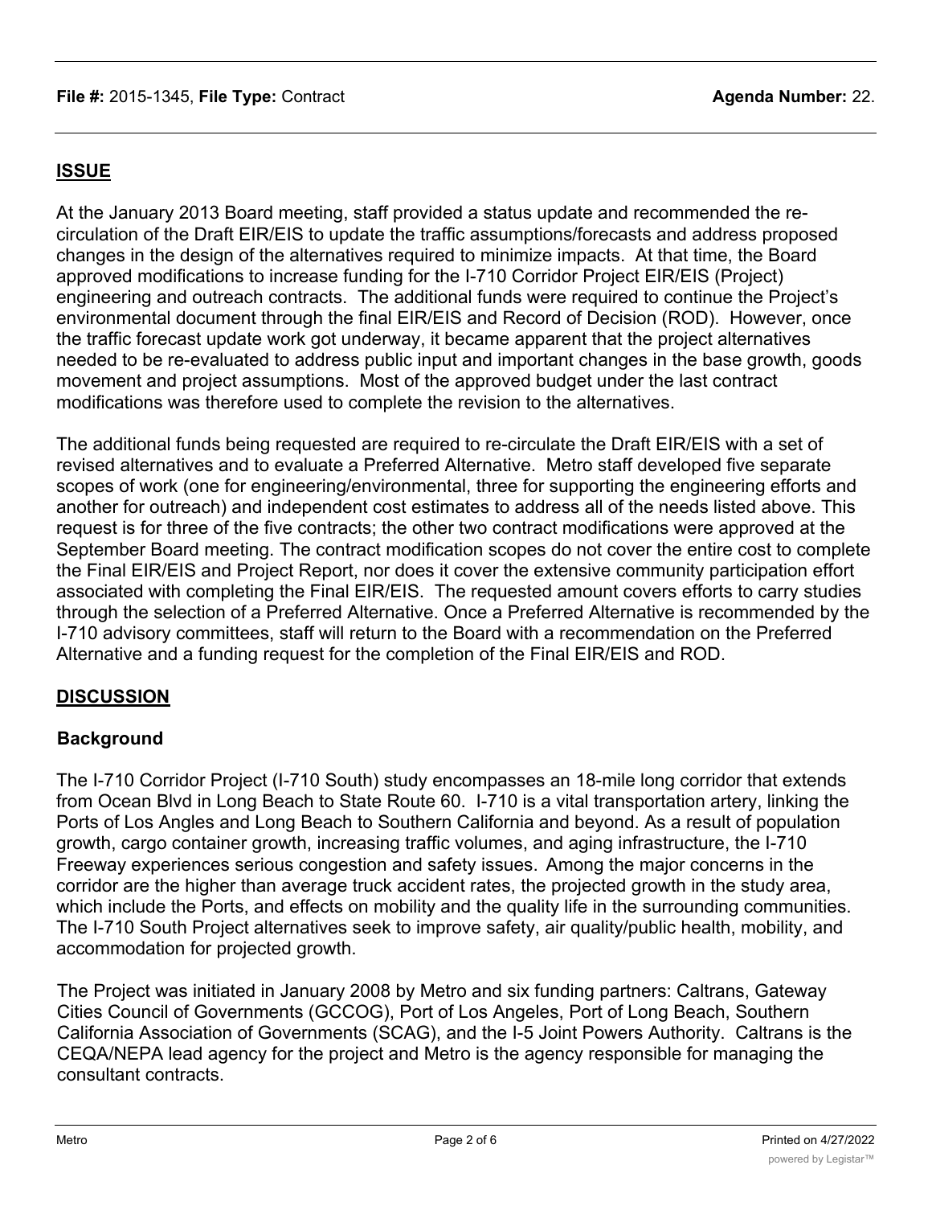## ISSUE

At the January 2013 Board meeting, staff provided a status update and recommended the re-circulation of the Draft EIR/EIS to update the traffic assumptions/forecasts and address proposed changes in the design of the alternatives required to minimize impacts. At that time, the Board approved modifications to increase funding for the I-710 Corridor Project EIR/EIS (Project) engineering and outreach contracts. The additional funds were required to continue the Project's environmental document through the final EIR/EIS and Record of Decision (ROD). However, once the traffic forecast update work got underway, it became apparent that the project alternatives needed to be re-evaluated to address public input and important changes in the base growth, goods movement and project assumptions. Most of the approved budget under the last contract modifications was therefore used to complete the revision to the alternatives.

The additional funds being requested are required to re-circulate the Draft EIR/EIS with a set of revised alternatives and to evaluate a Preferred Alternative. Metro staff developed five separate scopes of work (one for engineering/environmental, three for supporting the engineering efforts and another for outreach) and independent cost estimates to address all of the needs listed above. This request is for three of the five contracts; the other two contract modifications were approved at the September Board meeting. The contract modification scopes do not cover the entire cost to complete the Final EIR/EIS and Project Report, nor does it cover the extensive community participation effort associated with completing the Final EIR/EIS. The requested amount covers efforts to carry studies through the selection of a Preferred Alternative. Once a Preferred Alternative is recommended by the I-710 advisory committees, staff will return to the Board with a recommendation on the Preferred Alternative and a funding request for the completion of the Final EIR/EIS and ROD.

## DISCUSSION

### Background

The I-710 Corridor Project (I-710 South) study encompasses an 18-mile long corridor that extends from Ocean Blvd in Long Beach to State Route 60. I-710 is a vital transportation artery, linking the Ports of Los Angles and Long Beach to Southern California and beyond. As a result of population growth, cargo container growth, increasing traffic volumes, and aging infrastructure, the I-710 Freeway experiences serious congestion and safety issues. Among the major concerns in the corridor are the higher than average truck accident rates, the projected growth in the study area, which include the Ports, and effects on mobility and the quality life in the surrounding communities. The I-710 South Project alternatives seek to improve safety, air quality/public health, mobility, and accommodation for projected growth.

The Project was initiated in January 2008 by Metro and six funding partners: Caltrans, Gateway Cities Council of Governments (GCCOG), Port of Los Angeles, Port of Long Beach, Southern California Association of Governments (SCAG), and the I-5 Joint Powers Authority. Caltrans is the CEQA/NEPA lead agency for the project and Metro is the agency responsible for managing the consultant contracts.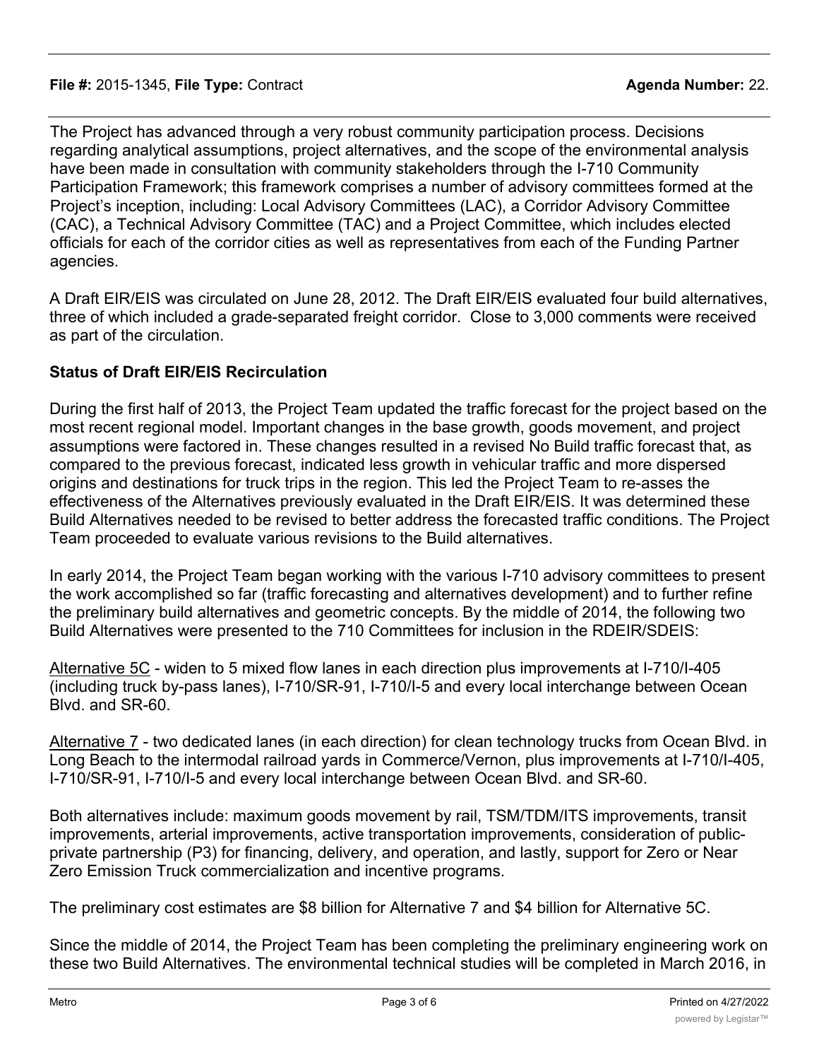The Project has advanced through a very robust community participation process. Decisions regarding analytical assumptions, project alternatives, and the scope of the environmental analysis have been made in consultation with community stakeholders through the I-710 Community Participation Framework; this framework comprises a number of advisory committees formed at the Project's inception, including: Local Advisory Committees (LAC), a Corridor Advisory Committee (CAC), a Technical Advisory Committee (TAC) and a Project Committee, which includes elected officials for each of the corridor cities as well as representatives from each of the Funding Partner agencies.

A Draft EIR/EIS was circulated on June 28, 2012. The Draft EIR/EIS evaluated four build alternatives, three of which included a grade-separated freight corridor. Close to 3,000 comments were received as part of the circulation.

**Status of Draft EIR/EIS Recirculation**

During the first half of 2013, the Project Team updated the traffic forecast for the project based on the most recent regional model. Important changes in the base growth, goods movement, and project assumptions were factored in. These changes resulted in a revised No Build traffic forecast that, as compared to the previous forecast, indicated less growth in vehicular traffic and more dispersed origins and destinations for truck trips in the region. This led the Project Team to re-asses the effectiveness of the Alternatives previously evaluated in the Draft EIR/EIS. It was determined these Build Alternatives needed to be revised to better address the forecasted traffic conditions. The Project Team proceeded to evaluate various revisions to the Build alternatives.

In early 2014, the Project Team began working with the various I-710 advisory committees to present the work accomplished so far (traffic forecasting and alternatives development) and to further refine the preliminary build alternatives and geometric concepts. By the middle of 2014, the following two Build Alternatives were presented to the 710 Committees for inclusion in the RDEIR/SDEIS:

<u>Alternative 5C</u> - widen to 5 mixed flow lanes in each direction plus improvements at I-710/I-405 (including truck by-pass lanes), I-710/SR-91, I-710/I-5 and every local interchange between Ocean Blvd. and SR-60.

<u>Alternative 7</u> - two dedicated lanes (in each direction) for clean technology trucks from Ocean Blvd. in Long Beach to the intermodal railroad yards in Commerce/Vernon, plus improvements at I-710/I-405, I-710/SR-91, I-710/I-5 and every local interchange between Ocean Blvd. and SR-60.

Both alternatives include: maximum goods movement by rail, TSM/TDM/ITS improvements, transit improvements, arterial improvements, active transportation improvements, consideration of public-private partnership (P3) for financing, delivery, and operation, and lastly, support for Zero or Near Zero Emission Truck commercialization and incentive programs.

The preliminary cost estimates are $8 billion for Alternative 7 and $4 billion for Alternative 5C.

Since the middle of 2014, the Project Team has been completing the preliminary engineering work on these two Build Alternatives. The environmental technical studies will be completed in March 2016, in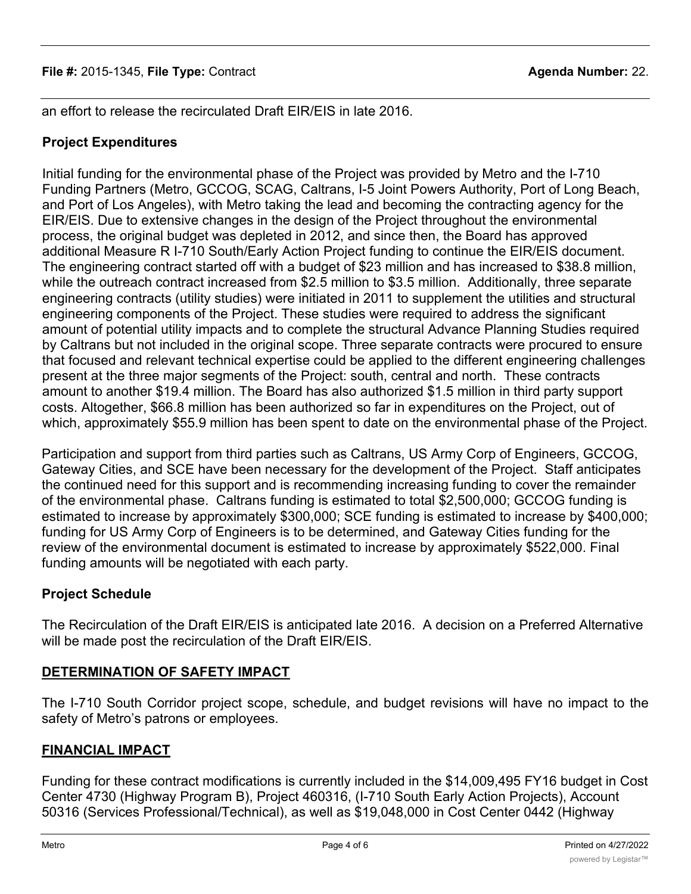an effort to release the recirculated Draft EIR/EIS in late 2016.

**Project Expenditures**

Initial funding for the environmental phase of the Project was provided by Metro and the I-710 Funding Partners (Metro, GCCOG, SCAG, Caltrans, I-5 Joint Powers Authority, Port of Long Beach, and Port of Los Angeles), with Metro taking the lead and becoming the contracting agency for the EIR/EIS. Due to extensive changes in the design of the Project throughout the environmental process, the original budget was depleted in 2012, and since then, the Board has approved additional Measure R I-710 South/Early Action Project funding to continue the EIR/EIS document. The engineering contract started off with a budget of $23 million and has increased to $38.8 million, while the outreach contract increased from $2.5 million to $3.5 million. Additionally, three separate engineering contracts (utility studies) were initiated in 2011 to supplement the utilities and structural engineering components of the Project. These studies were required to address the significant amount of potential utility impacts and to complete the structural Advance Planning Studies required by Caltrans but not included in the original scope. Three separate contracts were procured to ensure that focused and relevant technical expertise could be applied to the different engineering challenges present at the three major segments of the Project: south, central and north. These contracts amount to another $19.4 million. The Board has also authorized $1.5 million in third party support costs. Altogether, $66.8 million has been authorized so far in expenditures on the Project, out of which, approximately $55.9 million has been spent to date on the environmental phase of the Project.

Participation and support from third parties such as Caltrans, US Army Corp of Engineers, GCCOG, Gateway Cities, and SCE have been necessary for the development of the Project. Staff anticipates the continued need for this support and is recommending increasing funding to cover the remainder of the environmental phase. Caltrans funding is estimated to total $2,500,000; GCCOG funding is estimated to increase by approximately $300,000; SCE funding is estimated to increase by $400,000; funding for US Army Corp of Engineers is to be determined, and Gateway Cities funding for the review of the environmental document is estimated to increase by approximately $522,000. Final funding amounts will be negotiated with each party.

**Project Schedule**

The Recirculation of the Draft EIR/EIS is anticipated late 2016. A decision on a Preferred Alternative will be made post the recirculation of the Draft EIR/EIS.

## DETERMINATION OF SAFETY IMPACT

The I-710 South Corridor project scope, schedule, and budget revisions will have no impact to the safety of Metro's patrons or employees.

## FINANCIAL IMPACT

Funding for these contract modifications is currently included in the $14,009,495 FY16 budget in Cost Center 4730 (Highway Program B), Project 460316, (I-710 South Early Action Projects), Account 50316 (Services Professional/Technical), as well as $19,048,000 in Cost Center 0442 (Highway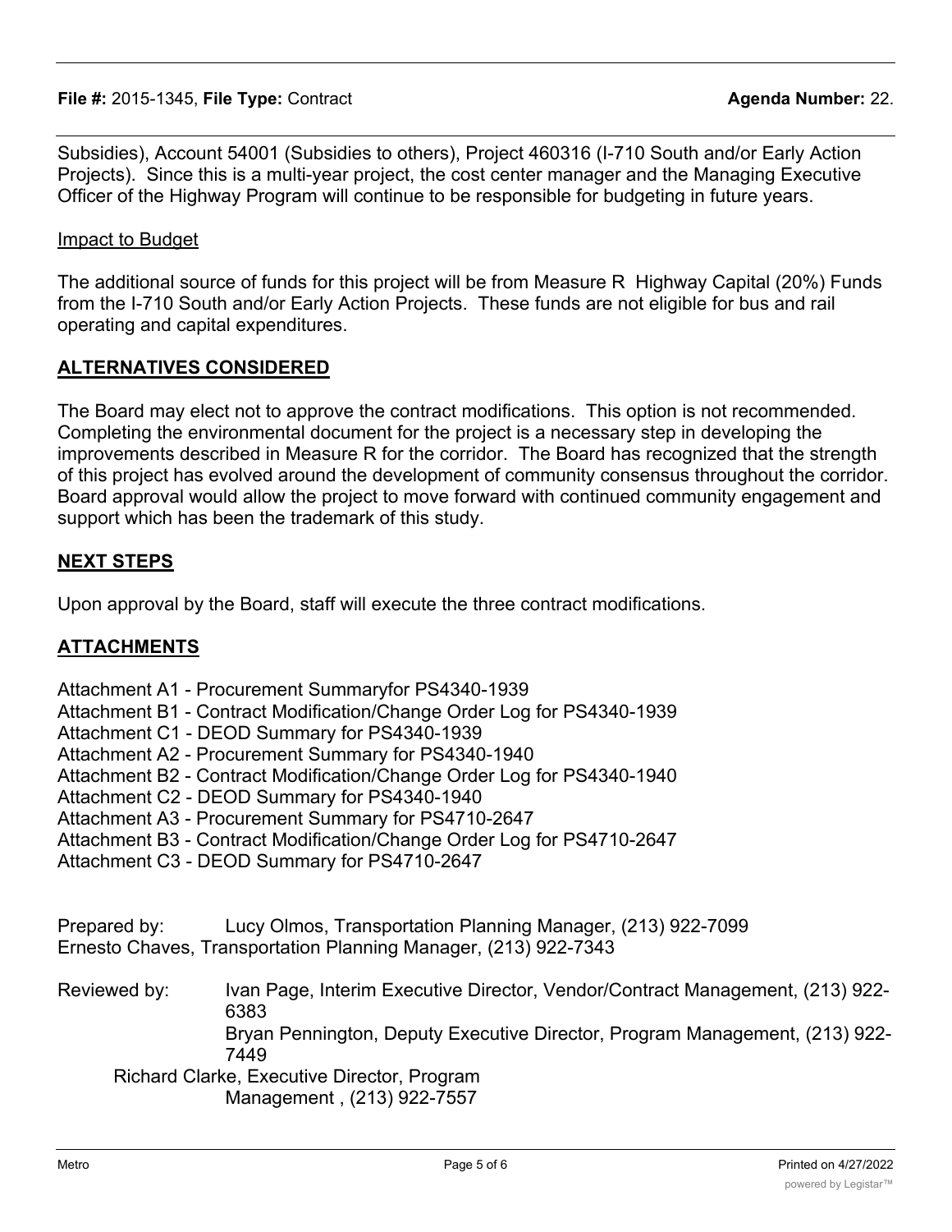Subsidies), Account 54001 (Subsidies to others), Project 460316 (I-710 South and/or Early Action Projects). Since this is a multi-year project, the cost center manager and the Managing Executive Officer of the Highway Program will continue to be responsible for budgeting in future years.

Impact to Budget

The additional source of funds for this project will be from Measure R Highway Capital (20%) Funds from the I-710 South and/or Early Action Projects. These funds are not eligible for bus and rail operating and capital expenditures.

## ALTERNATIVES CONSIDERED

The Board may elect not to approve the contract modifications. This option is not recommended. Completing the environmental document for the project is a necessary step in developing the improvements described in Measure R for the corridor. The Board has recognized that the strength of this project has evolved around the development of community consensus throughout the corridor. Board approval would allow the project to move forward with continued community engagement and support which has been the trademark of this study.

## NEXT STEPS

Upon approval by the Board, staff will execute the three contract modifications.

## ATTACHMENTS

Attachment A1 - Procurement Summaryfor PS4340-1939
Attachment B1 - Contract Modification/Change Order Log for PS4340-1939
Attachment C1 - DEOD Summary for PS4340-1939
Attachment A2 - Procurement Summary for PS4340-1940
Attachment B2 - Contract Modification/Change Order Log for PS4340-1940
Attachment C2 - DEOD Summary for PS4340-1940
Attachment A3 - Procurement Summary for PS4710-2647
Attachment B3 - Contract Modification/Change Order Log for PS4710-2647
Attachment C3 - DEOD Summary for PS4710-2647

Prepared by: Lucy Olmos, Transportation Planning Manager, (213) 922-7099
Ernesto Chaves, Transportation Planning Manager, (213) 922-7343

Reviewed by: Ivan Page, Interim Executive Director, Vendor/Contract Management, (213) 922-6383
Bryan Pennington, Deputy Executive Director, Program Management, (213) 922-7449
Richard Clarke, Executive Director, Program Management , (213) 922-7557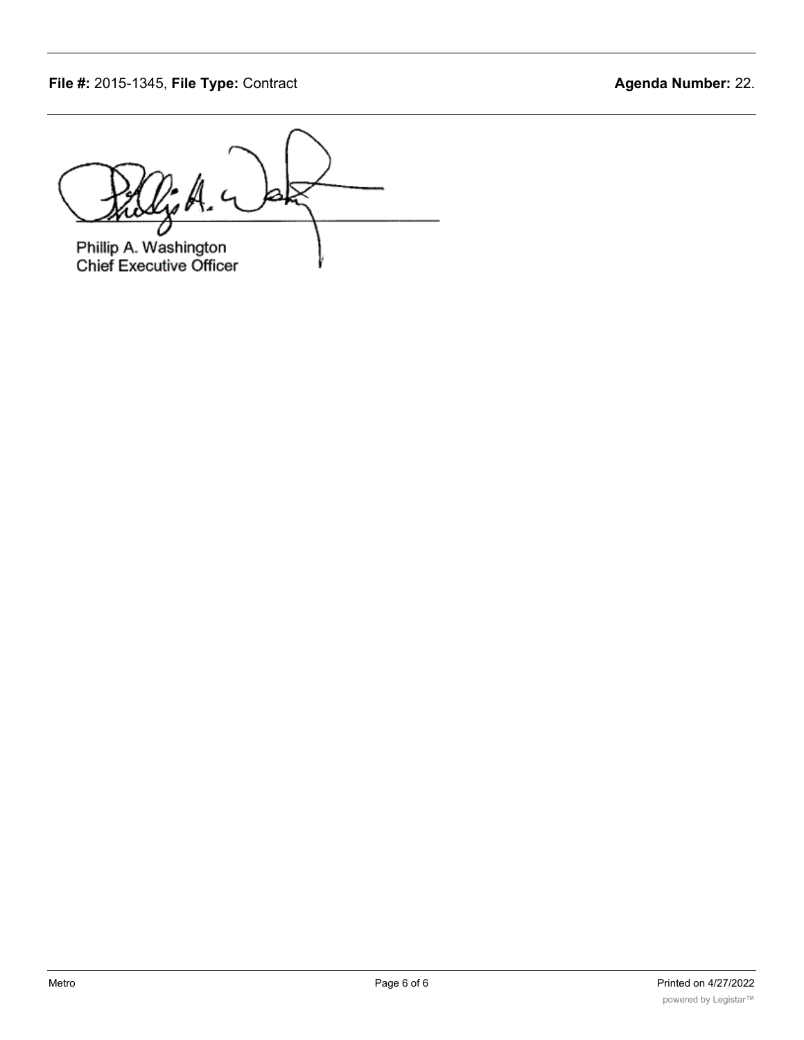Phillip A. Washington
Chief Executive Officer